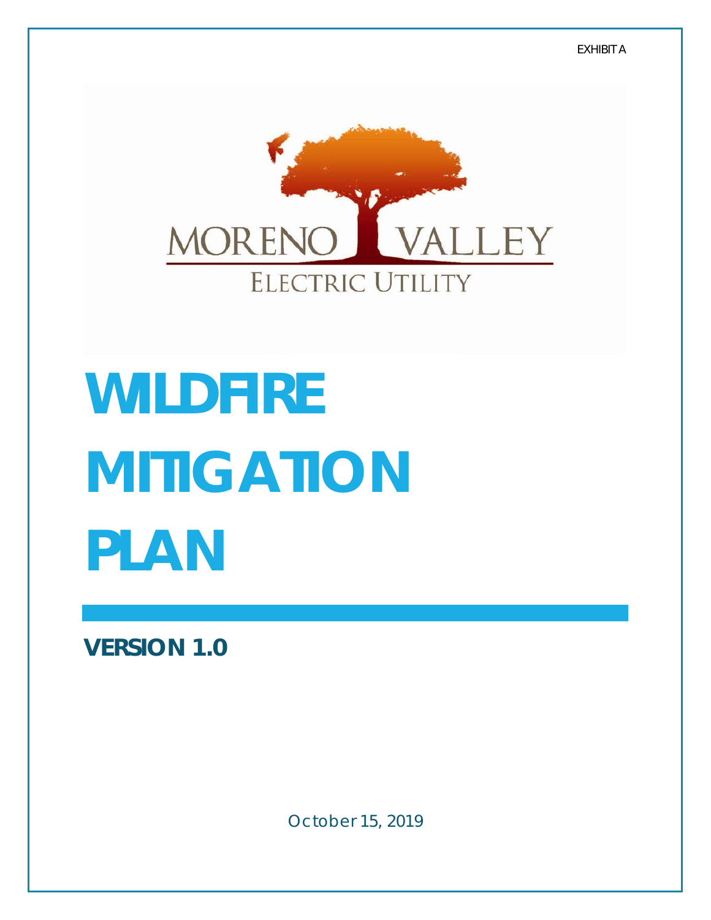EXHIBIT A

MORENO VALLEY
ELECTRIC UTILITY

# WILDFIRE MITIGATION PLAN

## VERSION 1.0

October 15, 2019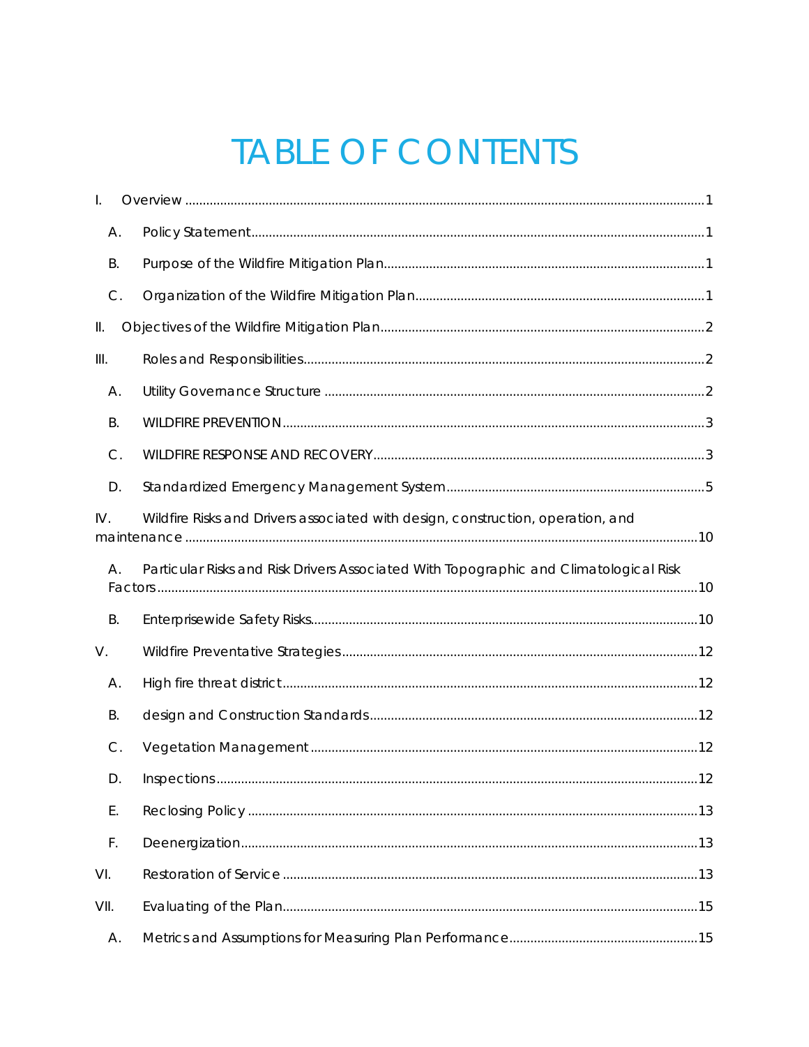# TABLE OF CONTENTS

I. Overview ..... 1

- A. Policy Statement ..... 1
- B. Purpose of the Wildfire Mitigation Plan ..... 1
- C. Organization of the Wildfire Mitigation Plan ..... 1

II. Objectives of the Wildfire Mitigation Plan ..... 2

III. Roles and Responsibilities ..... 2

- A. Utility Governance Structure ..... 2
- B. WILDFIRE PREVENTION ..... 3
- C. WILDFIRE RESPONSE AND RECOVERY ..... 3
- D. Standardized Emergency Management System ..... 5

IV. Wildfire Risks and Drivers associated with design, construction, operation, and maintenance ..... 10

- A. Particular Risks and Risk Drivers Associated With Topographic and Climatological Risk Factors ..... 10
- B. Enterprisewide Safety Risks ..... 10

V. Wildfire Preventative Strategies ..... 12

- A. High fire threat district ..... 12
- B. design and Construction Standards ..... 12
- C. Vegetation Management ..... 12
- D. Inspections ..... 12
- E. Reclosing Policy ..... 13
- F. Deenergization ..... 13

VI. Restoration of Service ..... 13

VII. Evaluating of the Plan ..... 15

- A. Metrics and Assumptions for Measuring Plan Performance ..... 15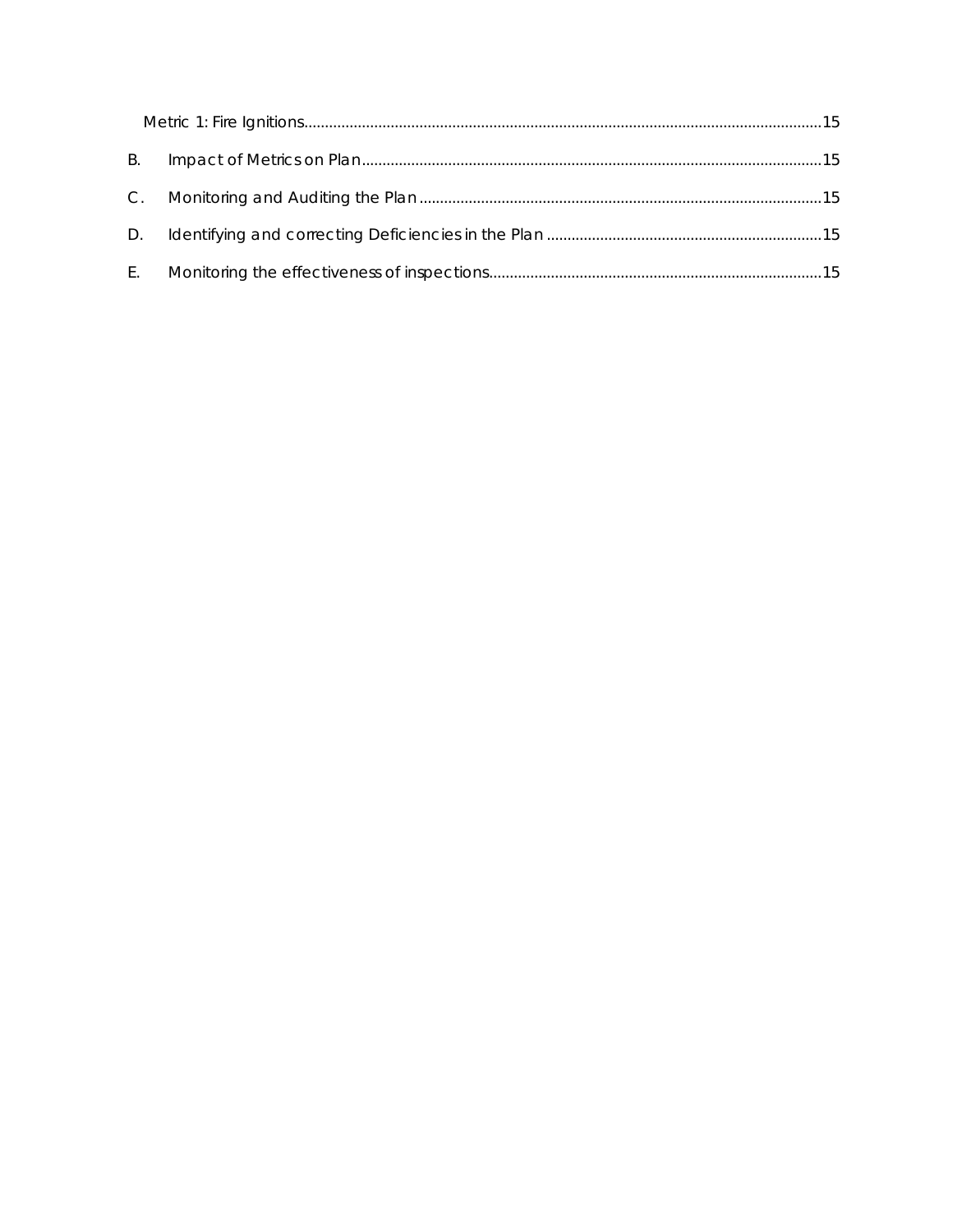Metric 1: Fire Ignitions.......................................................................................................................15

B. Impact of Metrics on Plan.....................................................................................................15

C. Monitoring and Auditing the Plan..........................................................................................15

D. Identifying and correcting Deficiencies in the Plan ..................................................................15

E. Monitoring the effectiveness of inspections.............................................................................15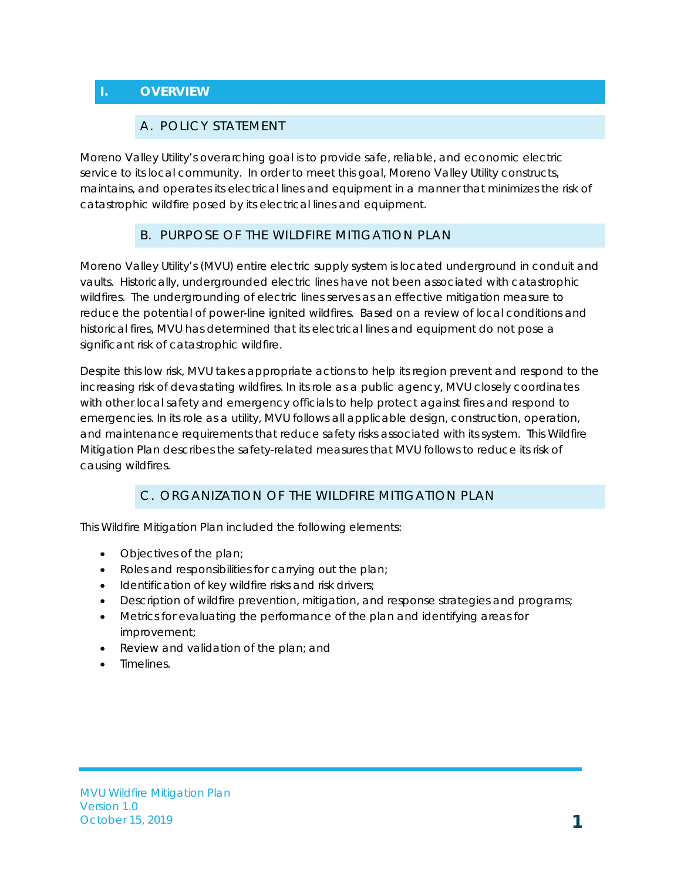# I. OVERVIEW

## A. POLICY STATEMENT

Moreno Valley Utility's overarching goal is to provide safe, reliable, and economic electric service to its local community. In order to meet this goal, Moreno Valley Utility constructs, maintains, and operates its electrical lines and equipment in a manner that minimizes the risk of catastrophic wildfire posed by its electrical lines and equipment.

## B. PURPOSE OF THE WILDFIRE MITIGATION PLAN

Moreno Valley Utility's (MVU) entire electric supply system is located underground in conduit and vaults. Historically, undergrounded electric lines have not been associated with catastrophic wildfires. The undergrounding of electric lines serves as an effective mitigation measure to reduce the potential of power-line ignited wildfires. Based on a review of local conditions and historical fires, MVU has determined that its electrical lines and equipment do not pose a significant risk of catastrophic wildfire.

Despite this low risk, MVU takes appropriate actions to help its region prevent and respond to the increasing risk of devastating wildfires. In its role as a public agency, MVU closely coordinates with other local safety and emergency officials to help protect against fires and respond to emergencies. In its role as a utility, MVU follows all applicable design, construction, operation, and maintenance requirements that reduce safety risks associated with its system. This Wildfire Mitigation Plan describes the safety-related measures that MVU follows to reduce its risk of causing wildfires.

## C. ORGANIZATION OF THE WILDFIRE MITIGATION PLAN

This Wildfire Mitigation Plan included the following elements:

- Objectives of the plan;
- Roles and responsibilities for carrying out the plan;
- Identification of key wildfire risks and risk drivers;
- Description of wildfire prevention, mitigation, and response strategies and programs;
- Metrics for evaluating the performance of the plan and identifying areas for improvement;
- Review and validation of the plan; and
- Timelines.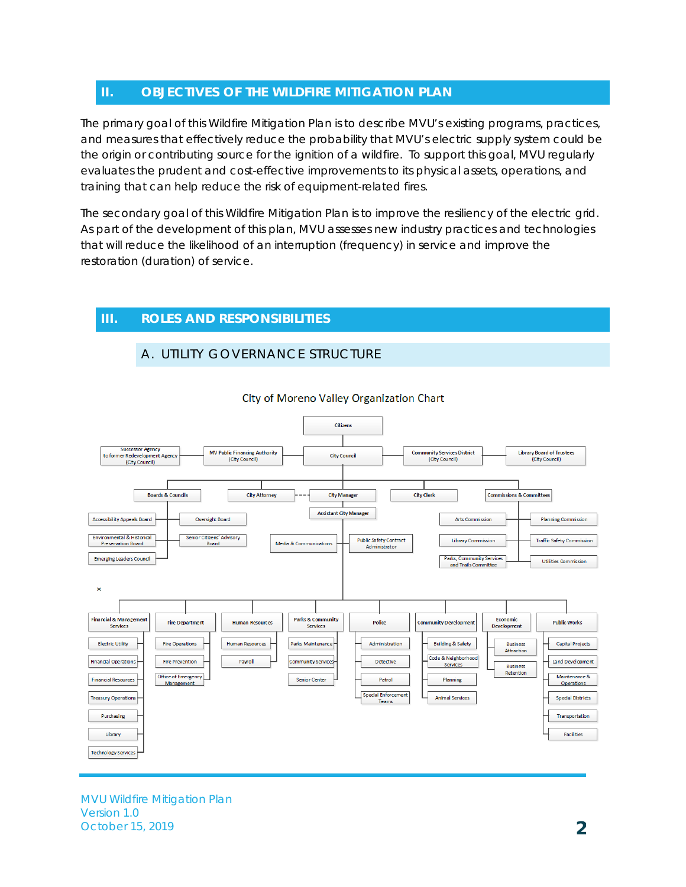## II. OBJECTIVES OF THE WILDFIRE MITIGATION PLAN

The primary goal of this Wildfire Mitigation Plan is to describe MVU's existing programs, practices, and measures that effectively reduce the probability that MVU's electric supply system could be the origin or contributing source for the ignition of a wildfire. To support this goal, MVU regularly evaluates the prudent and cost-effective improvements to its physical assets, operations, and training that can help reduce the risk of equipment-related fires.

The secondary goal of this Wildfire Mitigation Plan is to improve the resiliency of the electric grid. As part of the development of this plan, MVU assesses new industry practices and technologies that will reduce the likelihood of an interruption (frequency) in service and improve the restoration (duration) of service.

## III. ROLES AND RESPONSIBILITIES

### A. UTILITY GOVERNANCE STRUCTURE

City of Moreno Valley Organization Chart

- Citizens
  - City Council
    - Successor Agency to former Redevelopment Agency (City Council)
    - MV Public Financing Authority (City Council)
    - Community Services District (City Council)
    - Library Board of Trustees (City Council)
    - Boards & Councils
      - Accessibility Appeals Board
      - Environmental & Historical Preservation Board
      - Emerging Leaders Council
      - Oversight Board
      - Senior Citizens' Advisory Board
    - City Attorney
    - City Manager
      - Assistant City Manager
      - Media & Communications
      - Public Safety Contract Administrator
      - Financial & Management Services
        - Electric Utility
        - Financial Operations
        - Financial Resources
        - Treasury Operations
        - Purchasing
        - Library
        - Technology Services
      - Fire Department
        - Fire Operations
        - Fire Prevention
        - Office of Emergency Management
      - Human Resources
        - Human Resources
        - Payroll
      - Parks & Community Services
        - Parks Maintenance
        - Community Services
        - Senior Center
      - Police
        - Administration
        - Detective
        - Patrol
        - Special Enforcement Teams
      - Community Development
        - Building & Safety
        - Code & Neighborhood Services
        - Planning
        - Animal Services
      - Economic Development
        - Business Attraction
        - Business Retention
      - Public Works
        - Capital Projects
        - Land Development
        - Maintenance & Operations
        - Special Districts
        - Transportation
        - Facilities
    - City Clerk
    - Commissions & Committees
      - Arts Commission
      - Library Commission
      - Parks, Community Services and Trails Committee
      - Planning Commission
      - Traffic Safety Commission
      - Utilities Commission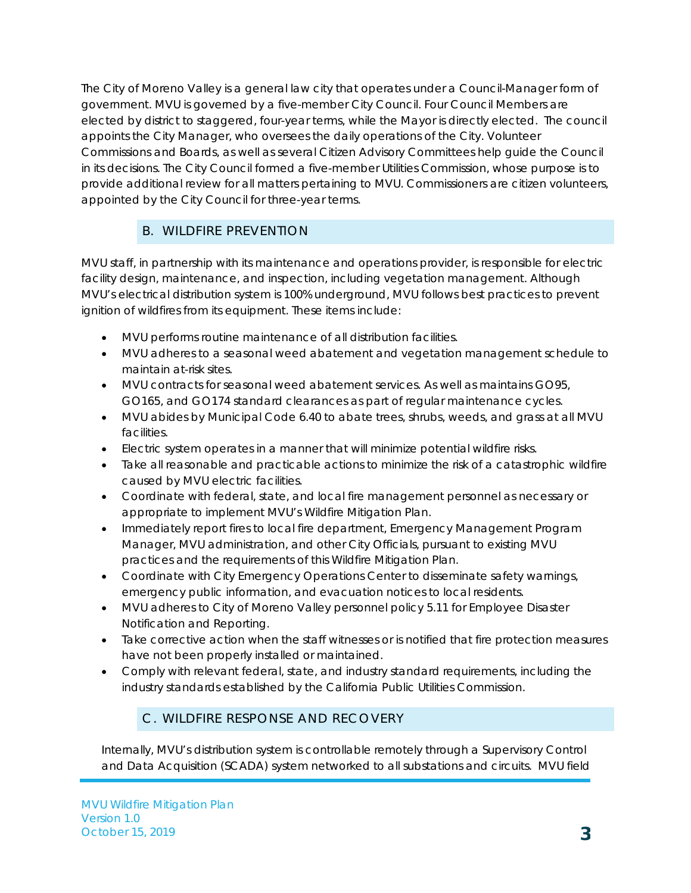The City of Moreno Valley is a general law city that operates under a Council-Manager form of government. MVU is governed by a five-member City Council. Four Council Members are elected by district to staggered, four-year terms, while the Mayor is directly elected. The council appoints the City Manager, who oversees the daily operations of the City. Volunteer Commissions and Boards, as well as several Citizen Advisory Committees help guide the Council in its decisions. The City Council formed a five-member Utilities Commission, whose purpose is to provide additional review for all matters pertaining to MVU. Commissioners are citizen volunteers, appointed by the City Council for three-year terms.

## B. WILDFIRE PREVENTION

MVU staff, in partnership with its maintenance and operations provider, is responsible for electric facility design, maintenance, and inspection, including vegetation management. Although MVU's electrical distribution system is 100% underground, MVU follows best practices to prevent ignition of wildfires from its equipment. These items include:

- MVU performs routine maintenance of all distribution facilities.
- MVU adheres to a seasonal weed abatement and vegetation management schedule to maintain at-risk sites.
- MVU contracts for seasonal weed abatement services. As well as maintains GO95, GO165, and GO174 standard clearances as part of regular maintenance cycles.
- MVU abides by Municipal Code 6.40 to abate trees, shrubs, weeds, and grass at all MVU facilities.
- Electric system operates in a manner that will minimize potential wildfire risks.
- Take all reasonable and practicable actions to minimize the risk of a catastrophic wildfire caused by MVU electric facilities.
- Coordinate with federal, state, and local fire management personnel as necessary or appropriate to implement MVU's Wildfire Mitigation Plan.
- Immediately report fires to local fire department, Emergency Management Program Manager, MVU administration, and other City Officials, pursuant to existing MVU practices and the requirements of this Wildfire Mitigation Plan.
- Coordinate with City Emergency Operations Center to disseminate safety warnings, emergency public information, and evacuation notices to local residents.
- MVU adheres to City of Moreno Valley personnel policy 5.11 for Employee Disaster Notification and Reporting.
- Take corrective action when the staff witnesses or is notified that fire protection measures have not been properly installed or maintained.
- Comply with relevant federal, state, and industry standard requirements, including the industry standards established by the California Public Utilities Commission.

## C. WILDFIRE RESPONSE AND RECOVERY

Internally, MVU's distribution system is controllable remotely through a Supervisory Control and Data Acquisition (SCADA) system networked to all substations and circuits. MVU field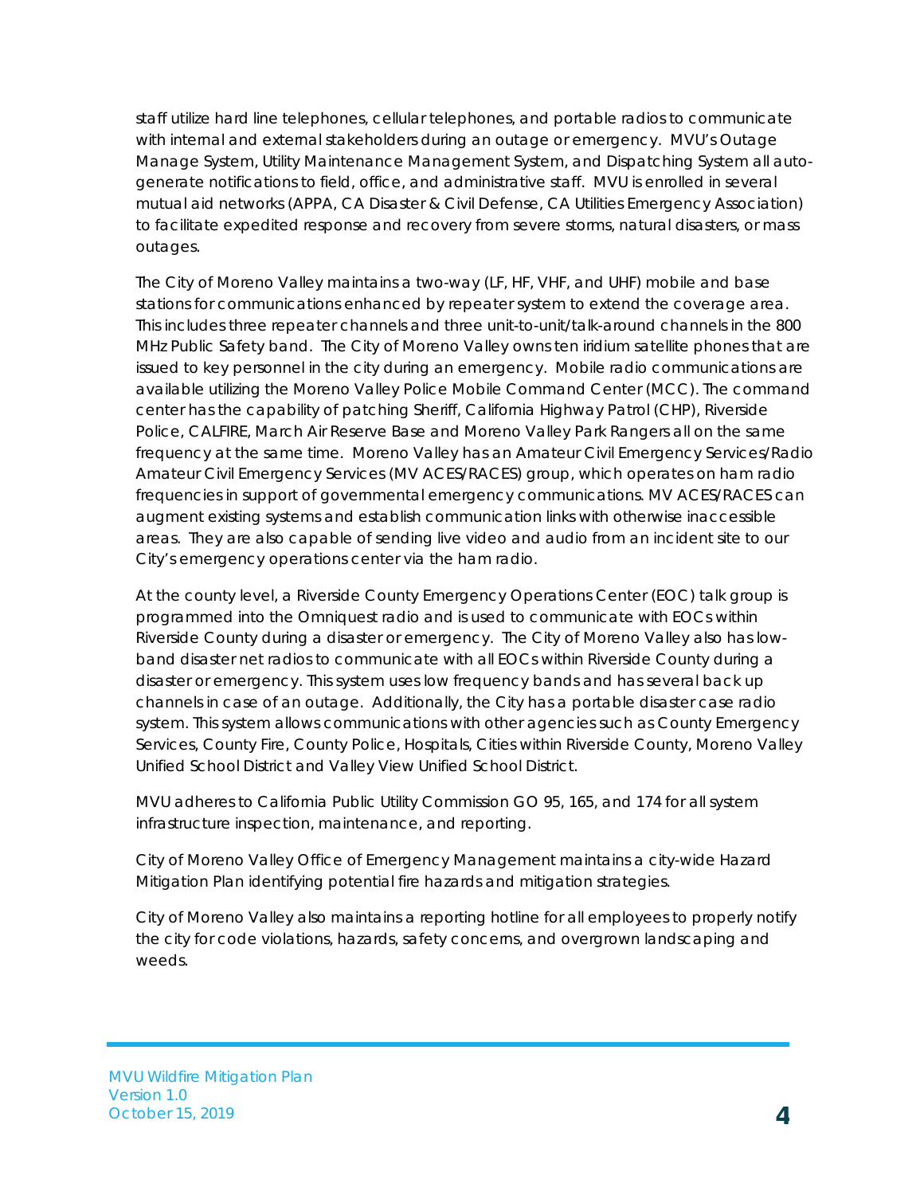staff utilize hard line telephones, cellular telephones, and portable radios to communicate with internal and external stakeholders during an outage or emergency. MVU's Outage Manage System, Utility Maintenance Management System, and Dispatching System all auto-generate notifications to field, office, and administrative staff. MVU is enrolled in several mutual aid networks (APPA, CA Disaster & Civil Defense, CA Utilities Emergency Association) to facilitate expedited response and recovery from severe storms, natural disasters, or mass outages.

The City of Moreno Valley maintains a two-way (LF, HF, VHF, and UHF) mobile and base stations for communications enhanced by repeater system to extend the coverage area. This includes three repeater channels and three unit-to-unit/talk-around channels in the 800 MHz Public Safety band. The City of Moreno Valley owns ten iridium satellite phones that are issued to key personnel in the city during an emergency. Mobile radio communications are available utilizing the Moreno Valley Police Mobile Command Center (MCC). The command center has the capability of patching Sheriff, California Highway Patrol (CHP), Riverside Police, CALFIRE, March Air Reserve Base and Moreno Valley Park Rangers all on the same frequency at the same time. Moreno Valley has an Amateur Civil Emergency Services/Radio Amateur Civil Emergency Services (MV ACES/RACES) group, which operates on ham radio frequencies in support of governmental emergency communications. MV ACES/RACES can augment existing systems and establish communication links with otherwise inaccessible areas. They are also capable of sending live video and audio from an incident site to our City's emergency operations center via the ham radio.

At the county level, a Riverside County Emergency Operations Center (EOC) talk group is programmed into the Omniquest radio and is used to communicate with EOCs within Riverside County during a disaster or emergency. The City of Moreno Valley also has low-band disaster net radios to communicate with all EOCs within Riverside County during a disaster or emergency. This system uses low frequency bands and has several back up channels in case of an outage. Additionally, the City has a portable disaster case radio system. This system allows communications with other agencies such as County Emergency Services, County Fire, County Police, Hospitals, Cities within Riverside County, Moreno Valley Unified School District and Valley View Unified School District.

MVU adheres to California Public Utility Commission GO 95, 165, and 174 for all system infrastructure inspection, maintenance, and reporting.

City of Moreno Valley Office of Emergency Management maintains a city-wide Hazard Mitigation Plan identifying potential fire hazards and mitigation strategies.

City of Moreno Valley also maintains a reporting hotline for all employees to properly notify the city for code violations, hazards, safety concerns, and overgrown landscaping and weeds.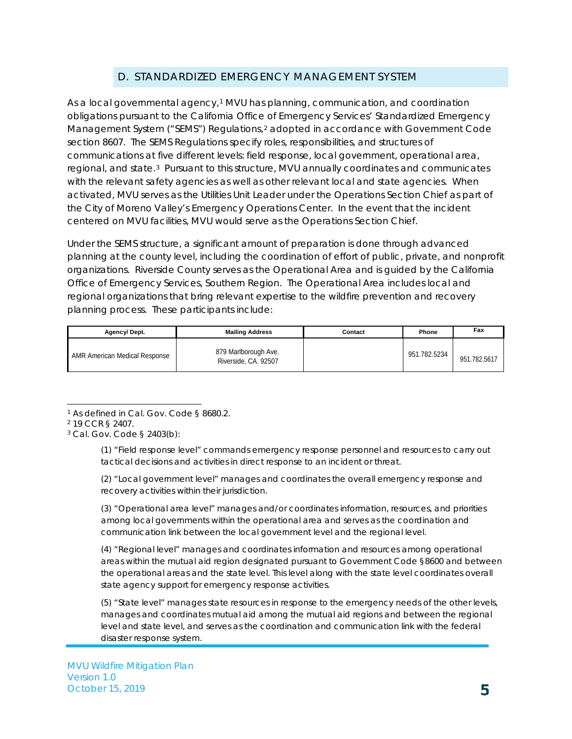## D. STANDARDIZED EMERGENCY MANAGEMENT SYSTEM

As a local governmental agency,[1] MVU has planning, communication, and coordination obligations pursuant to the California Office of Emergency Services' Standardized Emergency Management System ("SEMS") Regulations,[2] adopted in accordance with Government Code section 8607. The SEMS Regulations specify roles, responsibilities, and structures of communications at five different levels: field response, local government, operational area, regional, and state.[3] Pursuant to this structure, MVU annually coordinates and communicates with the relevant safety agencies as well as other relevant local and state agencies. When activated, MVU serves as the Utilities Unit Leader under the Operations Section Chief as part of the City of Moreno Valley's Emergency Operations Center. In the event that the incident centered on MVU facilities, MVU would serve as the Operations Section Chief.

Under the SEMS structure, a significant amount of preparation is done through advanced planning at the county level, including the coordination of effort of public, private, and nonprofit organizations. Riverside County serves as the Operational Area and is guided by the California Office of Emergency Services, Southern Region. The Operational Area includes local and regional organizations that bring relevant expertise to the wildfire prevention and recovery planning process. These participants include:

| Agency/ Dept. | Mailing Address | Contact | Phone | Fax |
|---|---|---|---|---|
| AMR American Medical Response | 879 Marlborough Ave. Riverside, CA. 92507 | | 951.782.5234 | 951.782.5617 |

[1] As defined in Cal. Gov. Code § 8680.2.

[2] 19 CCR § 2407.

[3] Cal. Gov. Code § 2403(b):

> (1) "Field response level" commands emergency response personnel and resources to carry out tactical decisions and activities in direct response to an incident or threat.
>
> (2) "Local government level" manages and coordinates the overall emergency response and recovery activities within their jurisdiction.
>
> (3) "Operational area level" manages and/or coordinates information, resources, and priorities among local governments within the operational area and serves as the coordination and communication link between the local government level and the regional level.
>
> (4) "Regional level" manages and coordinates information and resources among operational areas within the mutual aid region designated pursuant to Government Code §8600 and between the operational areas and the state level. This level along with the state level coordinates overall state agency support for emergency response activities.
>
> (5) "State level" manages state resources in response to the emergency needs of the other levels, manages and coordinates mutual aid among the mutual aid regions and between the regional level and state level, and serves as the coordination and communication link with the federal disaster response system.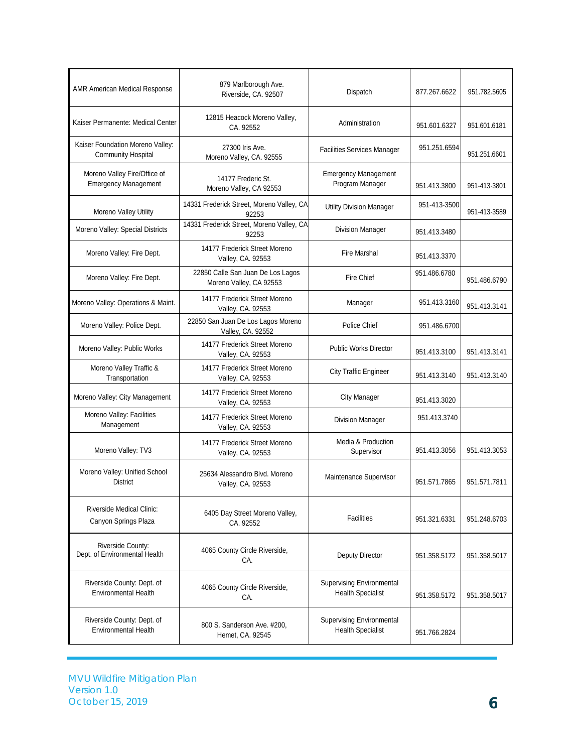| | | | | |
|---|---|---|---|---|
| AMR American Medical Response | 879 Marlborough Ave. Riverside, CA. 92507 | Dispatch | 877.267.6622 | 951.782.5605 |
| Kaiser Permanente: Medical Center | 12815 Heacock Moreno Valley, CA. 92552 | Administration | 951.601.6327 | 951.601.6181 |
| Kaiser Foundation Moreno Valley: Community Hospital | 27300 Iris Ave. Moreno Valley, CA. 92555 | Facilities Services Manager | 951.251.6594 | 951.251.6601 |
| Moreno Valley Fire/Office of Emergency Management | 14177 Frederic St. Moreno Valley, CA 92553 | Emergency Management Program Manager | 951.413.3800 | 951-413-3801 |
| Moreno Valley Utility | 14331 Frederick Street, Moreno Valley, CA 92253 | Utility Division Manager | 951-413-3500 | 951-413-3589 |
| Moreno Valley: Special Districts | 14331 Frederick Street, Moreno Valley, CA 92253 | Division Manager | 951.413.3480 | |
| Moreno Valley: Fire Dept. | 14177 Frederick Street Moreno Valley, CA. 92553 | Fire Marshal | 951.413.3370 | |
| Moreno Valley: Fire Dept. | 22850 Calle San Juan De Los Lagos Moreno Valley, CA 92553 | Fire Chief | 951.486.6780 | 951.486.6790 |
| Moreno Valley: Operations & Maint. | 14177 Frederick Street Moreno Valley, CA. 92553 | Manager | 951.413.3160 | 951.413.3141 |
| Moreno Valley: Police Dept. | 22850 San Juan De Los Lagos Moreno Valley, CA. 92552 | Police Chief | 951.486.6700 | |
| Moreno Valley: Public Works | 14177 Frederick Street Moreno Valley, CA. 92553 | Public Works Director | 951.413.3100 | 951.413.3141 |
| Moreno Valley Traffic & Transportation | 14177 Frederick Street Moreno Valley, CA. 92553 | City Traffic Engineer | 951.413.3140 | 951.413.3140 |
| Moreno Valley: City Management | 14177 Frederick Street Moreno Valley, CA. 92553 | City Manager | 951.413.3020 | |
| Moreno Valley: Facilities Management | 14177 Frederick Street Moreno Valley, CA. 92553 | Division Manager | 951.413.3740 | |
| Moreno Valley: TV3 | 14177 Frederick Street Moreno Valley, CA. 92553 | Media & Production Supervisor | 951.413.3056 | 951.413.3053 |
| Moreno Valley: Unified School District | 25634 Alessandro Blvd. Moreno Valley, CA. 92553 | Maintenance Supervisor | 951.571.7865 | 951.571.7811 |
| Riverside Medical Clinic: Canyon Springs Plaza | 6405 Day Street Moreno Valley, CA. 92552 | Facilities | 951.321.6331 | 951.248.6703 |
| Riverside County: Dept. of Environmental Health | 4065 County Circle Riverside, CA. | Deputy Director | 951.358.5172 | 951.358.5017 |
| Riverside County: Dept. of Environmental Health | 4065 County Circle Riverside, CA. | Supervising Environmental Health Specialist | 951.358.5172 | 951.358.5017 |
| Riverside County: Dept. of Environmental Health | 800 S. Sanderson Ave. #200, Hemet, CA. 92545 | Supervising Environmental Health Specialist | 951.766.2824 | |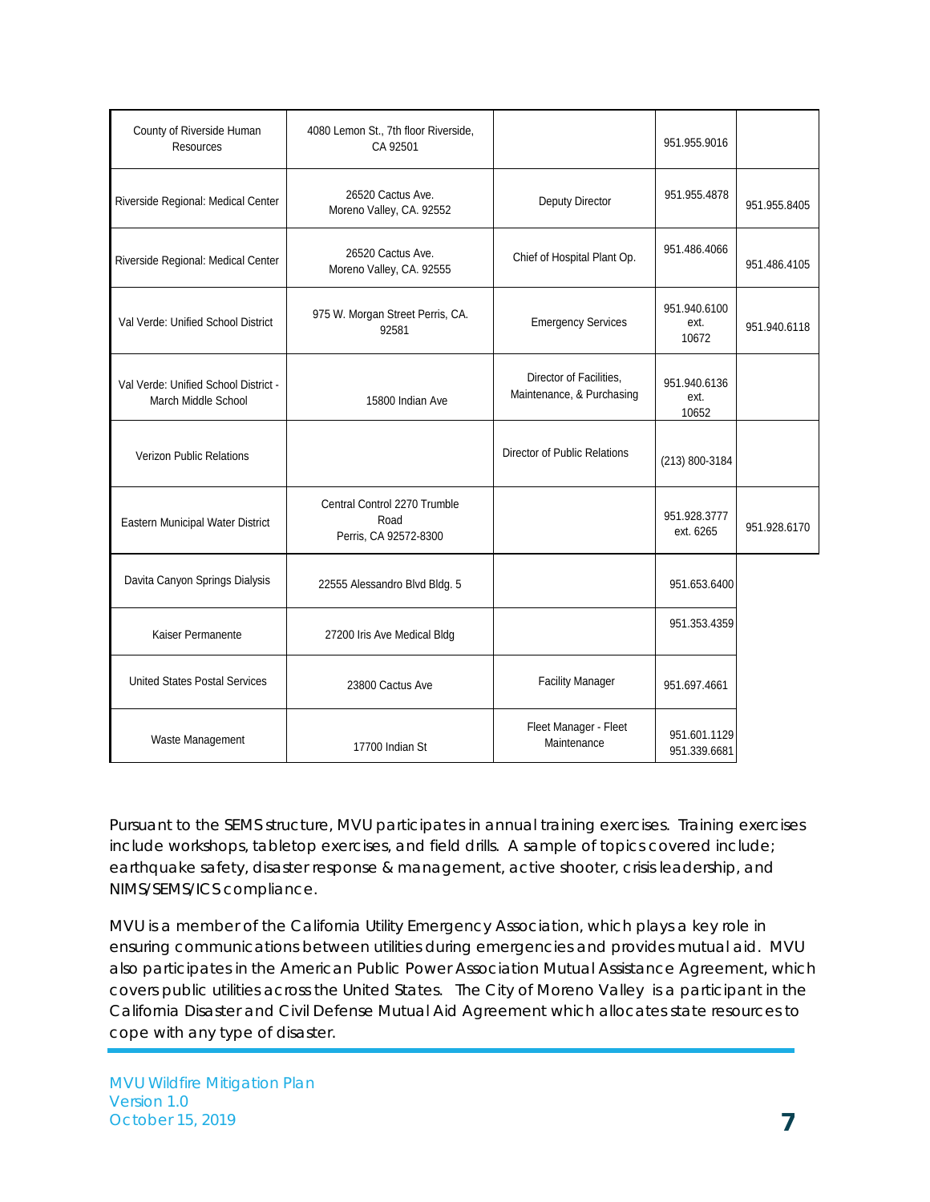| | | | | |
|---|---|---|---|---|
| County of Riverside Human Resources | 4080 Lemon St., 7th floor Riverside, CA 92501 | | 951.955.9016 | |
| Riverside Regional: Medical Center | 26520 Cactus Ave. Moreno Valley, CA. 92552 | Deputy Director | 951.955.4878 | 951.955.8405 |
| Riverside Regional: Medical Center | 26520 Cactus Ave. Moreno Valley, CA. 92555 | Chief of Hospital Plant Op. | 951.486.4066 | 951.486.4105 |
| Val Verde: Unified School District | 975 W. Morgan Street Perris, CA. 92581 | Emergency Services | 951.940.6100 ext. 10672 | 951.940.6118 |
| Val Verde: Unified School District - March Middle School | 15800 Indian Ave | Director of Facilities, Maintenance, & Purchasing | 951.940.6136 ext. 10652 | |
| Verizon Public Relations | | Director of Public Relations | (213) 800-3184 | |
| Eastern Municipal Water District | Central Control 2270 Trumble Road Perris, CA 92572-8300 | | 951.928.3777 ext. 6265 | 951.928.6170 |
| Davita Canyon Springs Dialysis | 22555 Alessandro Blvd Bldg. 5 | | 951.653.6400 | |
| Kaiser Permanente | 27200 Iris Ave Medical Bldg | | 951.353.4359 | |
| United States Postal Services | 23800 Cactus Ave | Facility Manager | 951.697.4661 | |
| Waste Management | 17700 Indian St | Fleet Manager - Fleet Maintenance | 951.601.1129 951.339.6681 | |

Pursuant to the SEMS structure, MVU participates in annual training exercises. Training exercises include workshops, tabletop exercises, and field drills. A sample of topics covered include; earthquake safety, disaster response & management, active shooter, crisis leadership, and NIMS/SEMS/ICS compliance.

MVU is a member of the California Utility Emergency Association, which plays a key role in ensuring communications between utilities during emergencies and provides mutual aid. MVU also participates in the American Public Power Association Mutual Assistance Agreement, which covers public utilities across the United States. The City of Moreno Valley is a participant in the California Disaster and Civil Defense Mutual Aid Agreement which allocates state resources to cope with any type of disaster.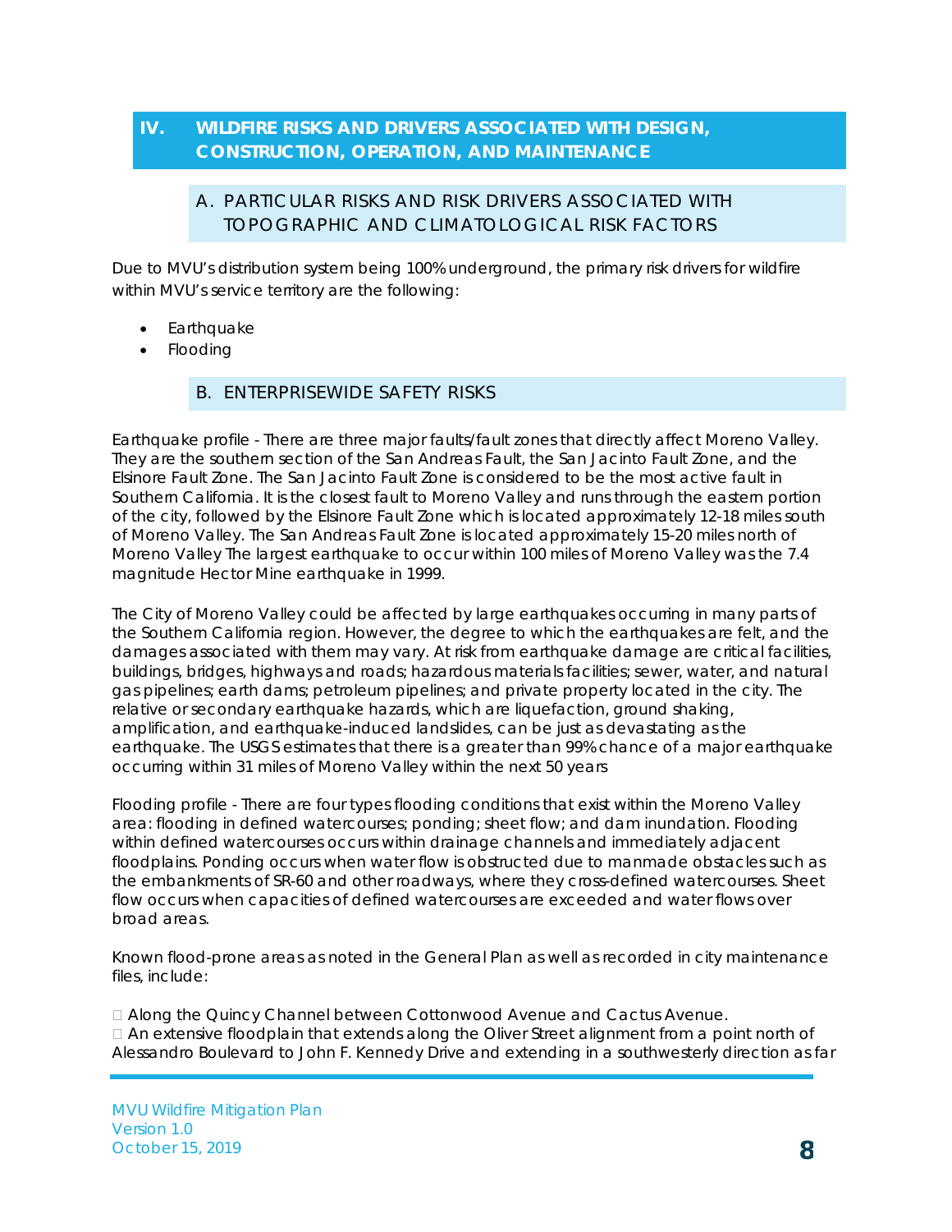# IV. WILDFIRE RISKS AND DRIVERS ASSOCIATED WITH DESIGN, CONSTRUCTION, OPERATION, AND MAINTENANCE

## A. PARTICULAR RISKS AND RISK DRIVERS ASSOCIATED WITH TOPOGRAPHIC AND CLIMATOLOGICAL RISK FACTORS

Due to MVU's distribution system being 100% underground, the primary risk drivers for wildfire within MVU's service territory are the following:

- Earthquake
- Flooding

## B. ENTERPRISEWIDE SAFETY RISKS

Earthquake profile - There are three major faults/fault zones that directly affect Moreno Valley. They are the southern section of the San Andreas Fault, the San Jacinto Fault Zone, and the Elsinore Fault Zone. The San Jacinto Fault Zone is considered to be the most active fault in Southern California. It is the closest fault to Moreno Valley and runs through the eastern portion of the city, followed by the Elsinore Fault Zone which is located approximately 12-18 miles south of Moreno Valley. The San Andreas Fault Zone is located approximately 15-20 miles north of Moreno Valley The largest earthquake to occur within 100 miles of Moreno Valley was the 7.4 magnitude Hector Mine earthquake in 1999.

The City of Moreno Valley could be affected by large earthquakes occurring in many parts of the Southern California region. However, the degree to which the earthquakes are felt, and the damages associated with them may vary. At risk from earthquake damage are critical facilities, buildings, bridges, highways and roads; hazardous materials facilities; sewer, water, and natural gas pipelines; earth dams; petroleum pipelines; and private property located in the city. The relative or secondary earthquake hazards, which are liquefaction, ground shaking, amplification, and earthquake-induced landslides, can be just as devastating as the earthquake. The USGS estimates that there is a greater than 99% chance of a major earthquake occurring within 31 miles of Moreno Valley within the next 50 years

Flooding profile - There are four types flooding conditions that exist within the Moreno Valley area: flooding in defined watercourses; ponding; sheet flow; and dam inundation. Flooding within defined watercourses occurs within drainage channels and immediately adjacent floodplains. Ponding occurs when water flow is obstructed due to manmade obstacles such as the embankments of SR-60 and other roadways, where they cross-defined watercourses. Sheet flow occurs when capacities of defined watercourses are exceeded and water flows over broad areas.

Known flood-prone areas as noted in the General Plan as well as recorded in city maintenance files, include:

- Along the Quincy Channel between Cottonwood Avenue and Cactus Avenue.
- An extensive floodplain that extends along the Oliver Street alignment from a point north of Alessandro Boulevard to John F. Kennedy Drive and extending in a southwesterly direction as far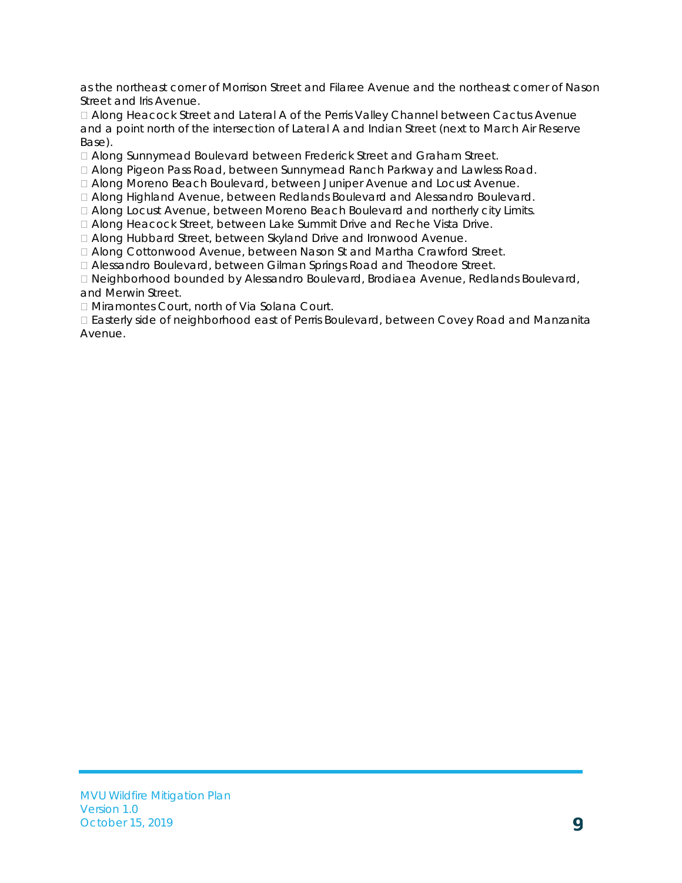as the northeast corner of Morrison Street and Filaree Avenue and the northeast corner of Nason Street and Iris Avenue.

- Along Heacock Street and Lateral A of the Perris Valley Channel between Cactus Avenue and a point north of the intersection of Lateral A and Indian Street (next to March Air Reserve Base).
- Along Sunnymead Boulevard between Frederick Street and Graham Street.
- Along Pigeon Pass Road, between Sunnymead Ranch Parkway and Lawless Road.
- Along Moreno Beach Boulevard, between Juniper Avenue and Locust Avenue.
- Along Highland Avenue, between Redlands Boulevard and Alessandro Boulevard.
- Along Locust Avenue, between Moreno Beach Boulevard and northerly city Limits.
- Along Heacock Street, between Lake Summit Drive and Reche Vista Drive.
- Along Hubbard Street, between Skyland Drive and Ironwood Avenue.
- Along Cottonwood Avenue, between Nason St and Martha Crawford Street.
- Alessandro Boulevard, between Gilman Springs Road and Theodore Street.
- Neighborhood bounded by Alessandro Boulevard, Brodiaea Avenue, Redlands Boulevard, and Merwin Street.
- Miramontes Court, north of Via Solana Court.
- Easterly side of neighborhood east of Perris Boulevard, between Covey Road and Manzanita Avenue.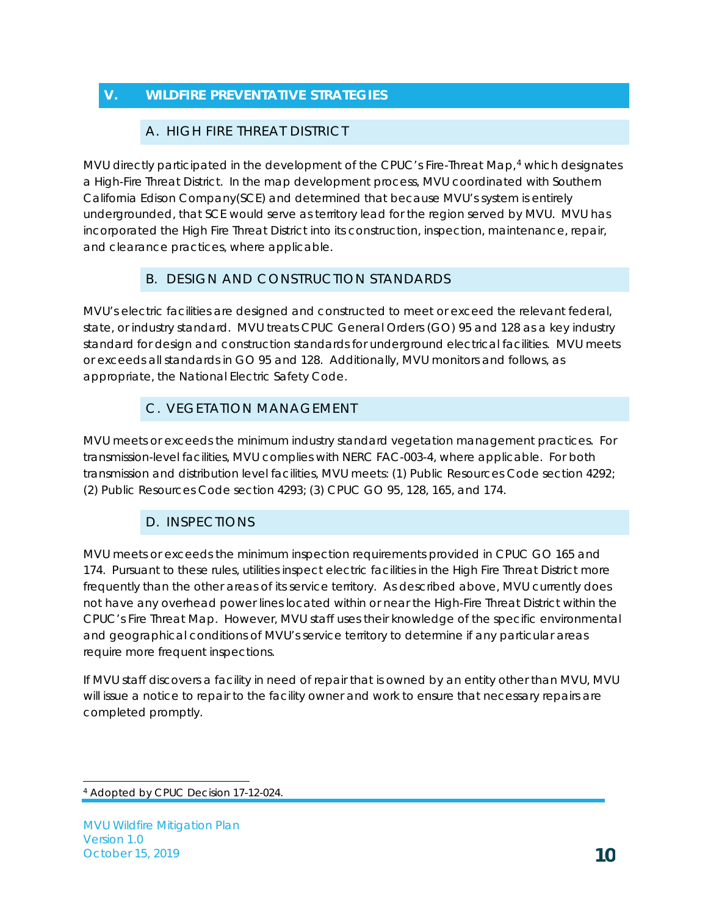## V. WILDFIRE PREVENTATIVE STRATEGIES

### A. HIGH FIRE THREAT DISTRICT

MVU directly participated in the development of the CPUC's Fire-Threat Map,[4] which designates a High-Fire Threat District. In the map development process, MVU coordinated with Southern California Edison Company(SCE) and determined that because MVU's system is entirely undergrounded, that SCE would serve as territory lead for the region served by MVU. MVU has incorporated the High Fire Threat District into its construction, inspection, maintenance, repair, and clearance practices, where applicable.

### B. DESIGN AND CONSTRUCTION STANDARDS

MVU's electric facilities are designed and constructed to meet or exceed the relevant federal, state, or industry standard. MVU treats CPUC General Orders (GO) 95 and 128 as a key industry standard for design and construction standards for underground electrical facilities. MVU meets or exceeds all standards in GO 95 and 128. Additionally, MVU monitors and follows, as appropriate, the National Electric Safety Code.

### C. VEGETATION MANAGEMENT

MVU meets or exceeds the minimum industry standard vegetation management practices. For transmission-level facilities, MVU complies with NERC FAC-003-4, where applicable. For both transmission and distribution level facilities, MVU meets: (1) Public Resources Code section 4292; (2) Public Resources Code section 4293; (3) CPUC GO 95, 128, 165, and 174.

### D. INSPECTIONS

MVU meets or exceeds the minimum inspection requirements provided in CPUC GO 165 and 174. Pursuant to these rules, utilities inspect electric facilities in the High Fire Threat District more frequently than the other areas of its service territory. As described above, MVU currently does not have any overhead power lines located within or near the High-Fire Threat District within the CPUC's Fire Threat Map. However, MVU staff uses their knowledge of the specific environmental and geographical conditions of MVU's service territory to determine if any particular areas require more frequent inspections.

If MVU staff discovers a facility in need of repair that is owned by an entity other than MVU, MVU will issue a notice to repair to the facility owner and work to ensure that necessary repairs are completed promptly.

---

[4] Adopted by CPUC Decision 17-12-024.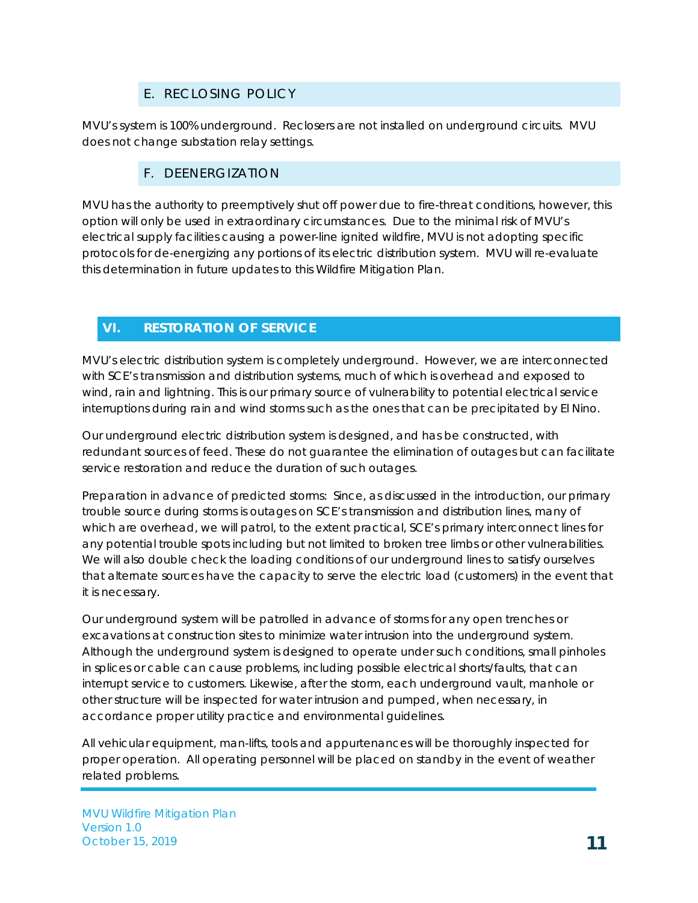### E. RECLOSING POLICY

MVU's system is 100% underground. Reclosers are not installed on underground circuits. MVU does not change substation relay settings.

### F. DEENERGIZATION

MVU has the authority to preemptively shut off power due to fire-threat conditions, however, this option will only be used in extraordinary circumstances. Due to the minimal risk of MVU's electrical supply facilities causing a power-line ignited wildfire, MVU is not adopting specific protocols for de-energizing any portions of its electric distribution system. MVU will re-evaluate this determination in future updates to this Wildfire Mitigation Plan.

## VI. RESTORATION OF SERVICE

MVU's electric distribution system is completely underground. However, we are interconnected with SCE's transmission and distribution systems, much of which is overhead and exposed to wind, rain and lightning. This is our primary source of vulnerability to potential electrical service interruptions during rain and wind storms such as the ones that can be precipitated by El Nino.

Our underground electric distribution system is designed, and has be constructed, with redundant sources of feed. These do not guarantee the elimination of outages but can facilitate service restoration and reduce the duration of such outages.

Preparation in advance of predicted storms: Since, as discussed in the introduction, our primary trouble source during storms is outages on SCE's transmission and distribution lines, many of which are overhead, we will patrol, to the extent practical, SCE's primary interconnect lines for any potential trouble spots including but not limited to broken tree limbs or other vulnerabilities. We will also double check the loading conditions of our underground lines to satisfy ourselves that alternate sources have the capacity to serve the electric load (customers) in the event that it is necessary.

Our underground system will be patrolled in advance of storms for any open trenches or excavations at construction sites to minimize water intrusion into the underground system. Although the underground system is designed to operate under such conditions, small pinholes in splices or cable can cause problems, including possible electrical shorts/faults, that can interrupt service to customers. Likewise, after the storm, each underground vault, manhole or other structure will be inspected for water intrusion and pumped, when necessary, in accordance proper utility practice and environmental guidelines.

All vehicular equipment, man-lifts, tools and appurtenances will be thoroughly inspected for proper operation. All operating personnel will be placed on standby in the event of weather related problems.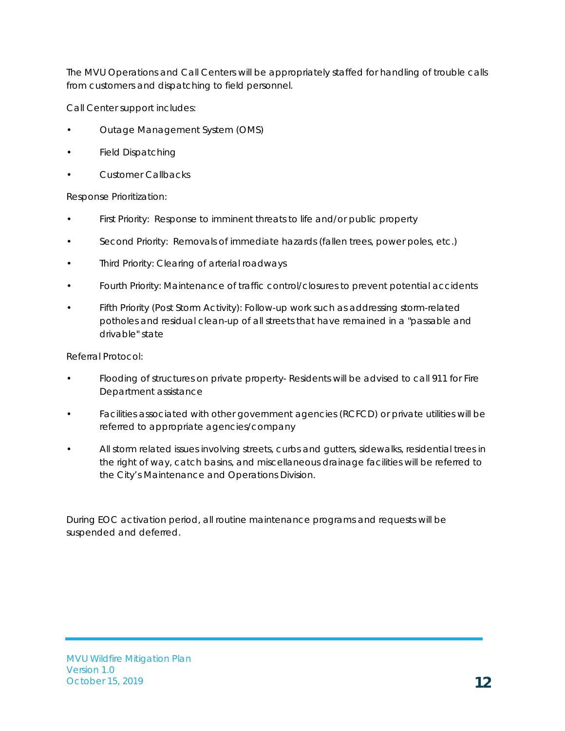The MVU Operations and Call Centers will be appropriately staffed for handling of trouble calls from customers and dispatching to field personnel.

Call Center support includes:

- Outage Management System (OMS)
- Field Dispatching
- Customer Callbacks

Response Prioritization:

- First Priority: Response to imminent threats to life and/or public property
- Second Priority: Removals of immediate hazards (fallen trees, power poles, etc.)
- Third Priority: Clearing of arterial roadways
- Fourth Priority: Maintenance of traffic control/closures to prevent potential accidents
- Fifth Priority (Post Storm Activity): Follow-up work such as addressing storm-related potholes and residual clean-up of all streets that have remained in a "passable and drivable" state

Referral Protocol:

- Flooding of structures on private property- Residents will be advised to call 911 for Fire Department assistance
- Facilities associated with other government agencies (RCFCD) or private utilities will be referred to appropriate agencies/company
- All storm related issues involving streets, curbs and gutters, sidewalks, residential trees in the right of way, catch basins, and miscellaneous drainage facilities will be referred to the City's Maintenance and Operations Division.

During EOC activation period, all routine maintenance programs and requests will be suspended and deferred.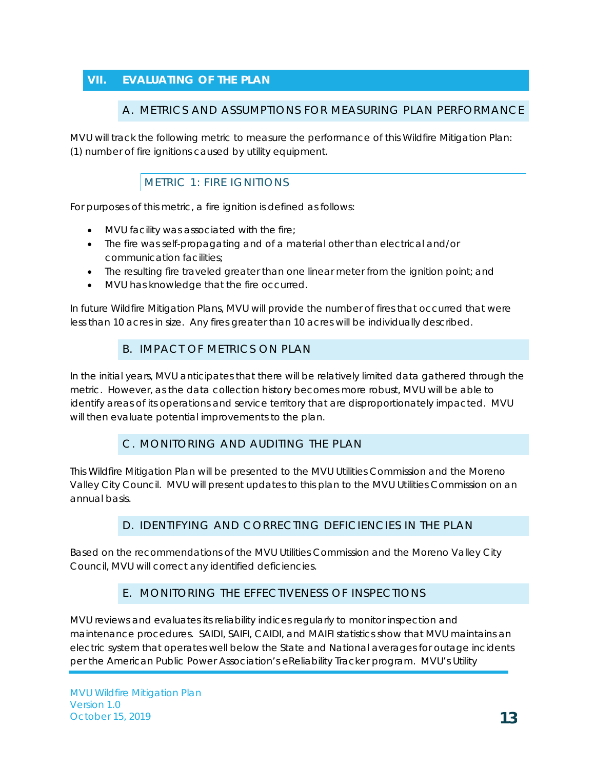## VII. EVALUATING OF THE PLAN

### A. METRICS AND ASSUMPTIONS FOR MEASURING PLAN PERFORMANCE

MVU will track the following metric to measure the performance of this Wildfire Mitigation Plan: (1) number of fire ignitions caused by utility equipment.

#### METRIC 1: FIRE IGNITIONS

For purposes of this metric, a fire ignition is defined as follows:

- MVU facility was associated with the fire;
- The fire was self-propagating and of a material other than electrical and/or communication facilities;
- The resulting fire traveled greater than one linear meter from the ignition point; and
- MVU has knowledge that the fire occurred.

In future Wildfire Mitigation Plans, MVU will provide the number of fires that occurred that were less than 10 acres in size. Any fires greater than 10 acres will be individually described.

### B. IMPACT OF METRICS ON PLAN

In the initial years, MVU anticipates that there will be relatively limited data gathered through the metric. However, as the data collection history becomes more robust, MVU will be able to identify areas of its operations and service territory that are disproportionately impacted. MVU will then evaluate potential improvements to the plan.

### C. MONITORING AND AUDITING THE PLAN

This Wildfire Mitigation Plan will be presented to the MVU Utilities Commission and the Moreno Valley City Council. MVU will present updates to this plan to the MVU Utilities Commission on an annual basis.

### D. IDENTIFYING AND CORRECTING DEFICIENCIES IN THE PLAN

Based on the recommendations of the MVU Utilities Commission and the Moreno Valley City Council, MVU will correct any identified deficiencies.

### E. MONITORING THE EFFECTIVENESS OF INSPECTIONS

MVU reviews and evaluates its reliability indices regularly to monitor inspection and maintenance procedures. SAIDI, SAIFI, CAIDI, and MAIFI statistics show that MVU maintains an electric system that operates well below the State and National averages for outage incidents per the American Public Power Association's eReliability Tracker program. MVU's Utility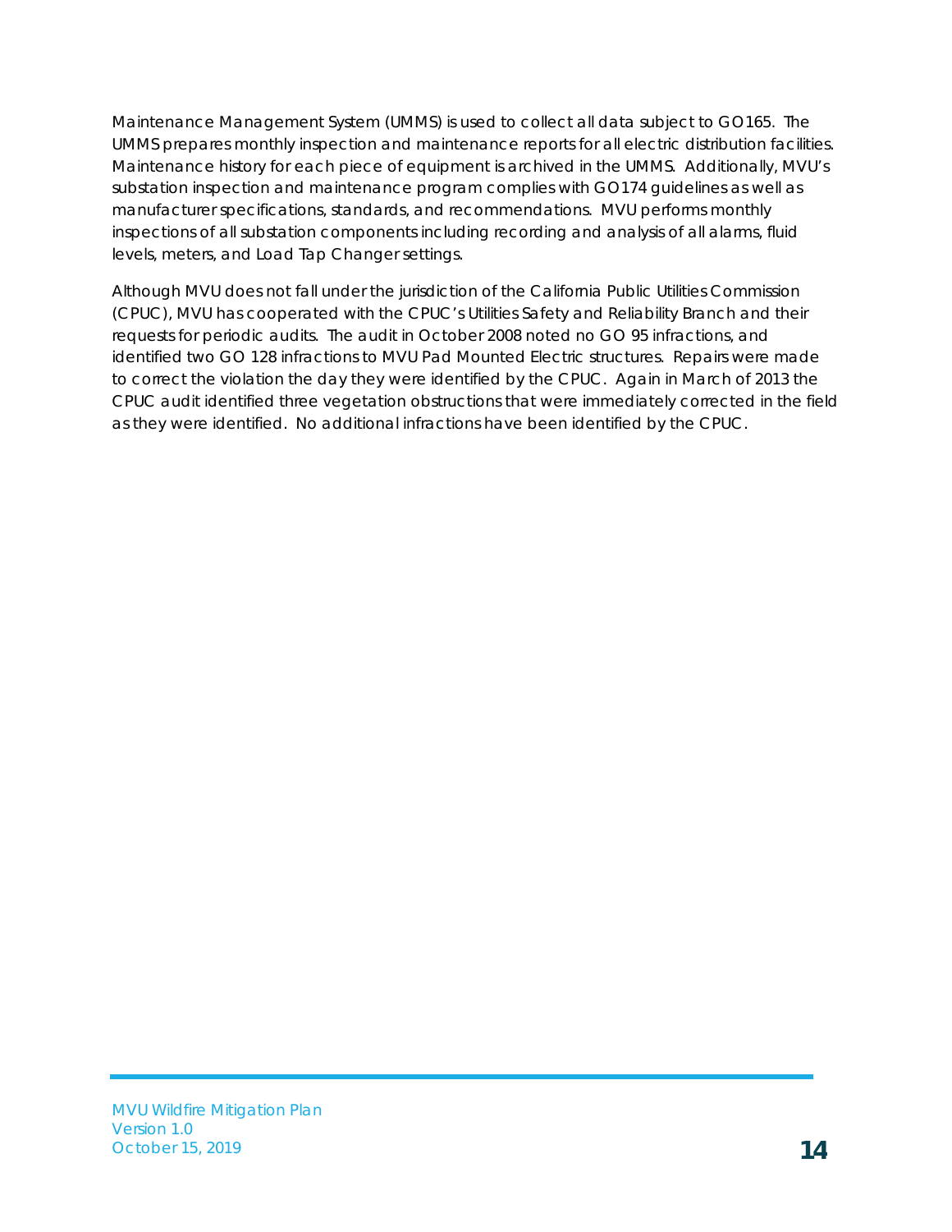Maintenance Management System (UMMS) is used to collect all data subject to GO165. The UMMS prepares monthly inspection and maintenance reports for all electric distribution facilities. Maintenance history for each piece of equipment is archived in the UMMS. Additionally, MVU's substation inspection and maintenance program complies with GO174 guidelines as well as manufacturer specifications, standards, and recommendations. MVU performs monthly inspections of all substation components including recording and analysis of all alarms, fluid levels, meters, and Load Tap Changer settings.

Although MVU does not fall under the jurisdiction of the California Public Utilities Commission (CPUC), MVU has cooperated with the CPUC's Utilities Safety and Reliability Branch and their requests for periodic audits. The audit in October 2008 noted no GO 95 infractions, and identified two GO 128 infractions to MVU Pad Mounted Electric structures. Repairs were made to correct the violation the day they were identified by the CPUC. Again in March of 2013 the CPUC audit identified three vegetation obstructions that were immediately corrected in the field as they were identified. No additional infractions have been identified by the CPUC.